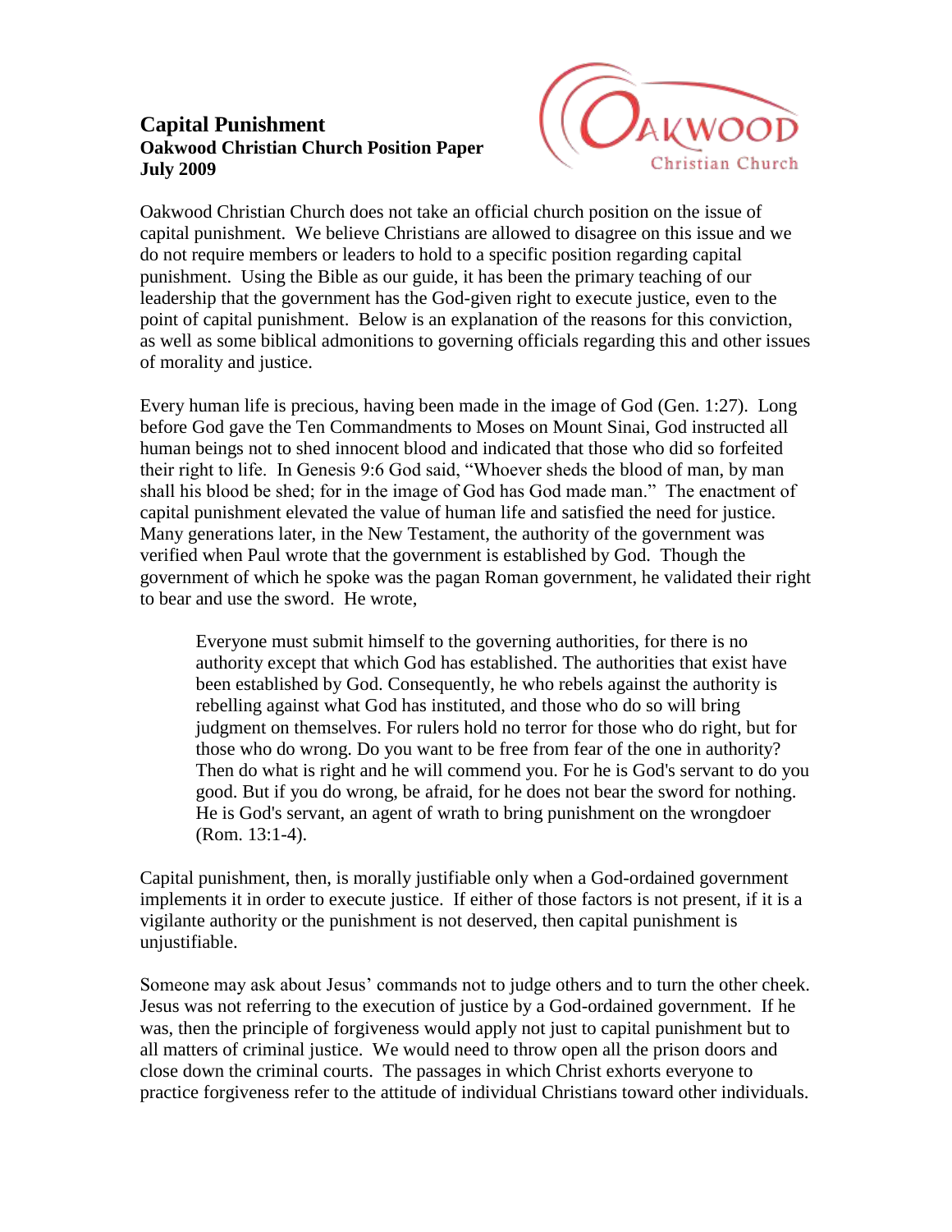# Capital Punishment

**Oakwood Christian Church Position Paper**
**July 2009**

Oakwood Christian Church does not take an official church position on the issue of capital punishment. We believe Christians are allowed to disagree on this issue and we do not require members or leaders to hold to a specific position regarding capital punishment. Using the Bible as our guide, it has been the primary teaching of our leadership that the government has the God-given right to execute justice, even to the point of capital punishment. Below is an explanation of the reasons for this conviction, as well as some biblical admonitions to governing officials regarding this and other issues of morality and justice.

Every human life is precious, having been made in the image of God (Gen. 1:27). Long before God gave the Ten Commandments to Moses on Mount Sinai, God instructed all human beings not to shed innocent blood and indicated that those who did so forfeited their right to life. In Genesis 9:6 God said, "Whoever sheds the blood of man, by man shall his blood be shed; for in the image of God has God made man." The enactment of capital punishment elevated the value of human life and satisfied the need for justice. Many generations later, in the New Testament, the authority of the government was verified when Paul wrote that the government is established by God. Though the government of which he spoke was the pagan Roman government, he validated their right to bear and use the sword. He wrote,

> Everyone must submit himself to the governing authorities, for there is no authority except that which God has established. The authorities that exist have been established by God. Consequently, he who rebels against the authority is rebelling against what God has instituted, and those who do so will bring judgment on themselves. For rulers hold no terror for those who do right, but for those who do wrong. Do you want to be free from fear of the one in authority? Then do what is right and he will commend you. For he is God's servant to do you good. But if you do wrong, be afraid, for he does not bear the sword for nothing. He is God's servant, an agent of wrath to bring punishment on the wrongdoer (Rom. 13:1-4).

Capital punishment, then, is morally justifiable only when a God-ordained government implements it in order to execute justice. If either of those factors is not present, if it is a vigilante authority or the punishment is not deserved, then capital punishment is unjustifiable.

Someone may ask about Jesus' commands not to judge others and to turn the other cheek. Jesus was not referring to the execution of justice by a God-ordained government. If he was, then the principle of forgiveness would apply not just to capital punishment but to all matters of criminal justice. We would need to throw open all the prison doors and close down the criminal courts. The passages in which Christ exhorts everyone to practice forgiveness refer to the attitude of individual Christians toward other individuals.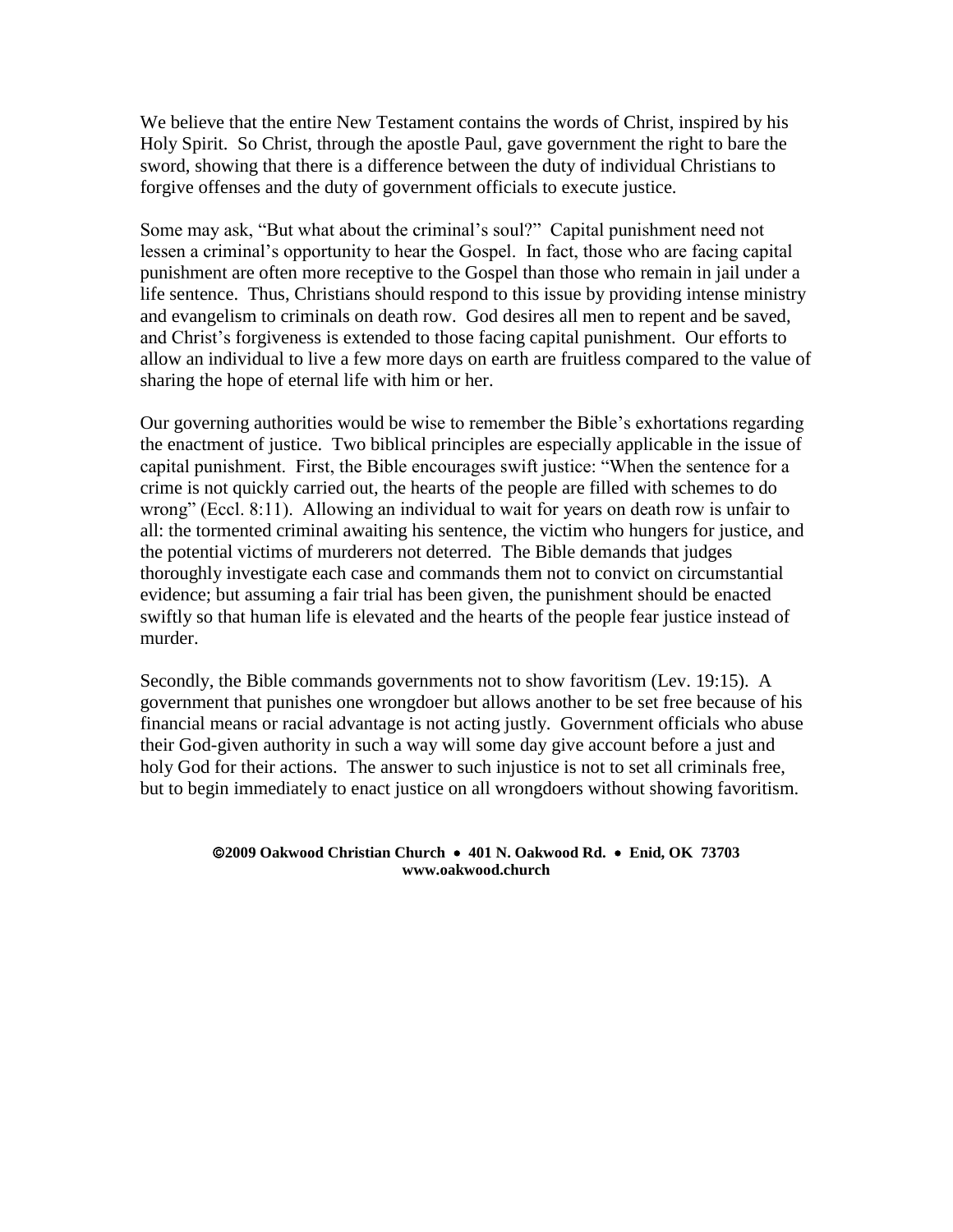We believe that the entire New Testament contains the words of Christ, inspired by his Holy Spirit. So Christ, through the apostle Paul, gave government the right to bare the sword, showing that there is a difference between the duty of individual Christians to forgive offenses and the duty of government officials to execute justice.

Some may ask, "But what about the criminal's soul?" Capital punishment need not lessen a criminal's opportunity to hear the Gospel. In fact, those who are facing capital punishment are often more receptive to the Gospel than those who remain in jail under a life sentence. Thus, Christians should respond to this issue by providing intense ministry and evangelism to criminals on death row. God desires all men to repent and be saved, and Christ's forgiveness is extended to those facing capital punishment. Our efforts to allow an individual to live a few more days on earth are fruitless compared to the value of sharing the hope of eternal life with him or her.

Our governing authorities would be wise to remember the Bible's exhortations regarding the enactment of justice. Two biblical principles are especially applicable in the issue of capital punishment. First, the Bible encourages swift justice: "When the sentence for a crime is not quickly carried out, the hearts of the people are filled with schemes to do wrong" (Eccl. 8:11). Allowing an individual to wait for years on death row is unfair to all: the tormented criminal awaiting his sentence, the victim who hungers for justice, and the potential victims of murderers not deterred. The Bible demands that judges thoroughly investigate each case and commands them not to convict on circumstantial evidence; but assuming a fair trial has been given, the punishment should be enacted swiftly so that human life is elevated and the hearts of the people fear justice instead of murder.

Secondly, the Bible commands governments not to show favoritism (Lev. 19:15). A government that punishes one wrongdoer but allows another to be set free because of his financial means or racial advantage is not acting justly. Government officials who abuse their God-given authority in such a way will some day give account before a just and holy God for their actions. The answer to such injustice is not to set all criminals free, but to begin immediately to enact justice on all wrongdoers without showing favoritism.

**©2009 Oakwood Christian Church • 401 N. Oakwood Rd. • Enid, OK 73703**
**www.oakwood.church**